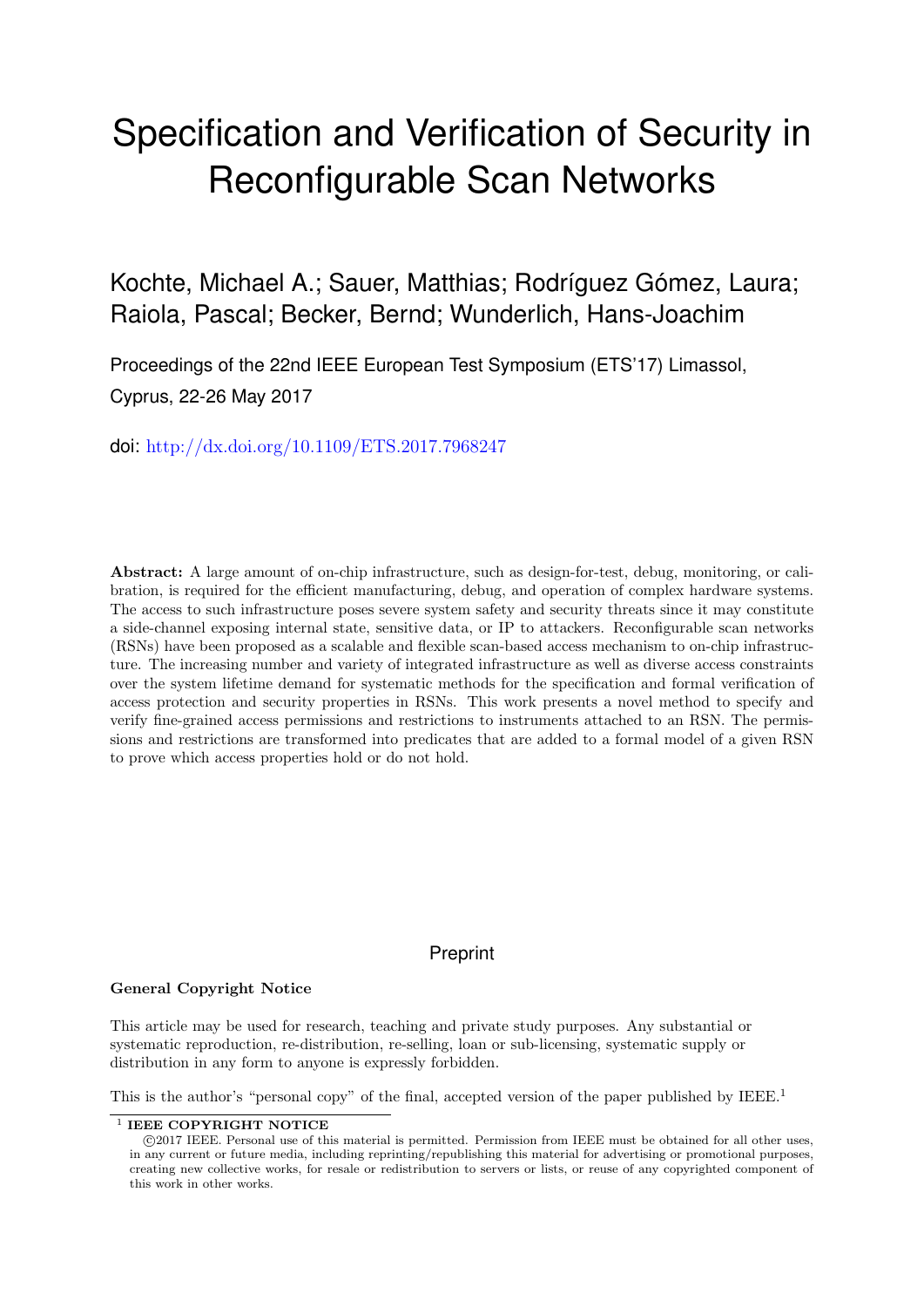# Specification and Verification of Security in Reconfigurable Scan Networks

Kochte, Michael A.; Sauer, Matthias; Rodríguez Gómez, Laura; Raiola, Pascal; Becker, Bernd; Wunderlich, Hans-Joachim

Proceedings of the 22nd IEEE European Test Symposium (ETS'17) Limassol, Cyprus, 22-26 May 2017

doi: http://dx.doi.org/10.1109/ETS.2017.7968247

**Abstract:** A large amount of on-chip infrastructure, such as design-for-test, debug, monitoring, or calibration, is required for the efficient manufacturing, debug, and operation of complex hardware systems. The access to such infrastructure poses severe system safety and security threats since it may constitute a side-channel exposing internal state, sensitive data, or IP to attackers. Reconfigurable scan networks (RSNs) have been proposed as a scalable and flexible scan-based access mechanism to on-chip infrastructure. The increasing number and variety of integrated infrastructure as well as diverse access constraints over the system lifetime demand for systematic methods for the specification and formal verification of access protection and security properties in RSNs. This work presents a novel method to specify and verify fine-grained access permissions and restrictions to instruments attached to an RSN. The permissions and restrictions are transformed into predicates that are added to a formal model of a given RSN to prove which access properties hold or do not hold.

Preprint

**General Copyright Notice**

This article may be used for research, teaching and private study purposes. Any substantial or systematic reproduction, re-distribution, re-selling, loan or sub-licensing, systematic supply or distribution in any form to anyone is expressly forbidden.

This is the author's "personal copy" of the final, accepted version of the paper published by IEEE.[1]

[1] **IEEE COPYRIGHT NOTICE**

©2017 IEEE. Personal use of this material is permitted. Permission from IEEE must be obtained for all other uses, in any current or future media, including reprinting/republishing this material for advertising or promotional purposes, creating new collective works, for resale or redistribution to servers or lists, or reuse of any copyrighted component of this work in other works.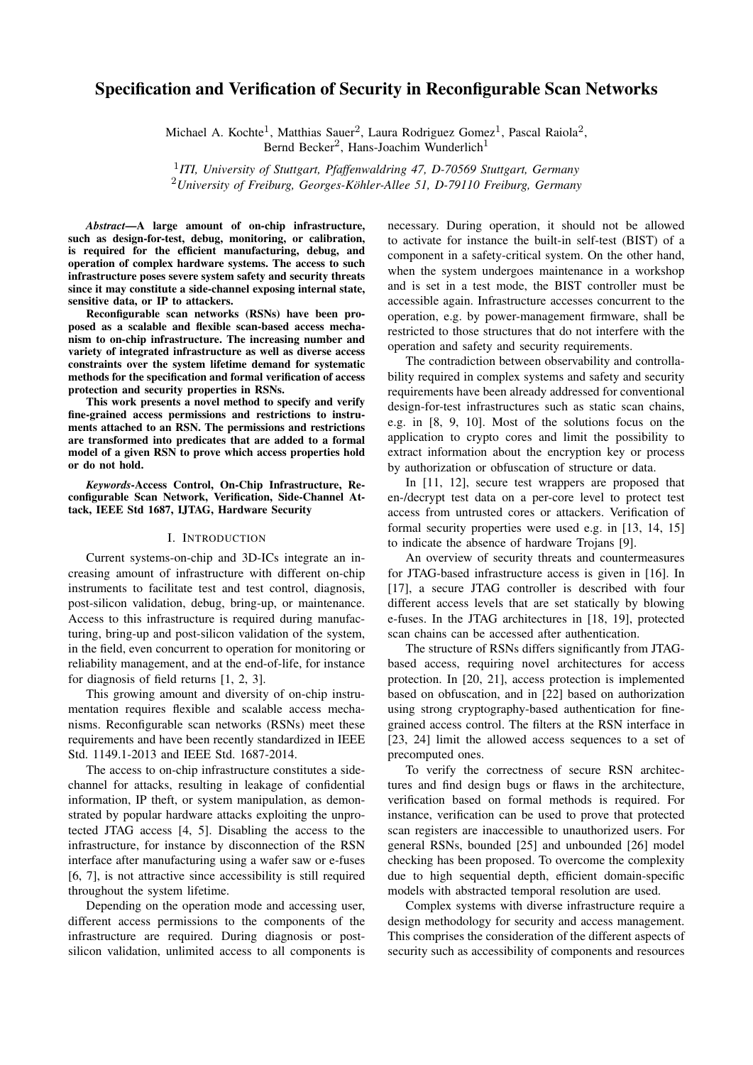# Specification and Verification of Security in Reconfigurable Scan Networks

Michael A. Kochte[1], Matthias Sauer[2], Laura Rodriguez Gomez[1], Pascal Raiola[2], Bernd Becker[2], Hans-Joachim Wunderlich[1]

[1]*ITI, University of Stuttgart, Pfaffenwaldring 47, D-70569 Stuttgart, Germany*
[2]*University of Freiburg, Georges-Köhler-Allee 51, D-79110 Freiburg, Germany*

***Abstract*—A large amount of on-chip infrastructure, such as design-for-test, debug, monitoring, or calibration, is required for the efficient manufacturing, debug, and operation of complex hardware systems. The access to such infrastructure poses severe system safety and security threats since it may constitute a side-channel exposing internal state, sensitive data, or IP to attackers.**

**Reconfigurable scan networks (RSNs) have been proposed as a scalable and flexible scan-based access mechanism to on-chip infrastructure. The increasing number and variety of integrated infrastructure as well as diverse access constraints over the system lifetime demand for systematic methods for the specification and formal verification of access protection and security properties in RSNs.**

**This work presents a novel method to specify and verify fine-grained access permissions and restrictions to instruments attached to an RSN. The permissions and restrictions are transformed into predicates that are added to a formal model of a given RSN to prove which access properties hold or do not hold.**

***Keywords*-Access Control, On-Chip Infrastructure, Reconfigurable Scan Network, Verification, Side-Channel Attack, IEEE Std 1687, IJTAG, Hardware Security**

## I. Introduction

Current systems-on-chip and 3D-ICs integrate an increasing amount of infrastructure with different on-chip instruments to facilitate test and test control, diagnosis, post-silicon validation, debug, bring-up, or maintenance. Access to this infrastructure is required during manufacturing, bring-up and post-silicon validation of the system, in the field, even concurrent to operation for monitoring or reliability management, and at the end-of-life, for instance for diagnosis of field returns [1, 2, 3].

This growing amount and diversity of on-chip instrumentation requires flexible and scalable access mechanisms. Reconfigurable scan networks (RSNs) meet these requirements and have been recently standardized in IEEE Std. 1149.1-2013 and IEEE Std. 1687-2014.

The access to on-chip infrastructure constitutes a side-channel for attacks, resulting in leakage of confidential information, IP theft, or system manipulation, as demonstrated by popular hardware attacks exploiting the unprotected JTAG access [4, 5]. Disabling the access to the infrastructure, for instance by disconnection of the RSN interface after manufacturing using a wafer saw or e-fuses [6, 7], is not attractive since accessibility is still required throughout the system lifetime.

Depending on the operation mode and accessing user, different access permissions to the components of the infrastructure are required. During diagnosis or post-silicon validation, unlimited access to all components is necessary. During operation, it should not be allowed to activate for instance the built-in self-test (BIST) of a component in a safety-critical system. On the other hand, when the system undergoes maintenance in a workshop and is set in a test mode, the BIST controller must be accessible again. Infrastructure accesses concurrent to the operation, e.g. by power-management firmware, shall be restricted to those structures that do not interfere with the operation and safety and security requirements.

The contradiction between observability and controllability required in complex systems and safety and security requirements have been already addressed for conventional design-for-test infrastructures such as static scan chains, e.g. in [8, 9, 10]. Most of the solutions focus on the application to crypto cores and limit the possibility to extract information about the encryption key or process by authorization or obfuscation of structure or data.

In [11, 12], secure test wrappers are proposed that en-/decrypt test data on a per-core level to protect test access from untrusted cores or attackers. Verification of formal security properties were used e.g. in [13, 14, 15] to indicate the absence of hardware Trojans [9].

An overview of security threats and countermeasures for JTAG-based infrastructure access is given in [16]. In [17], a secure JTAG controller is described with four different access levels that are set statically by blowing e-fuses. In the JTAG architectures in [18, 19], protected scan chains can be accessed after authentication.

The structure of RSNs differs significantly from JTAG-based access, requiring novel architectures for access protection. In [20, 21], access protection is implemented based on obfuscation, and in [22] based on authorization using strong cryptography-based authentication for fine-grained access control. The filters at the RSN interface in [23, 24] limit the allowed access sequences to a set of precomputed ones.

To verify the correctness of secure RSN architectures and find design bugs or flaws in the architecture, verification based on formal methods is required. For instance, verification can be used to prove that protected scan registers are inaccessible to unauthorized users. For general RSNs, bounded [25] and unbounded [26] model checking has been proposed. To overcome the complexity due to high sequential depth, efficient domain-specific models with abstracted temporal resolution are used.

Complex systems with diverse infrastructure require a design methodology for security and access management. This comprises the consideration of the different aspects of security such as accessibility of components and resources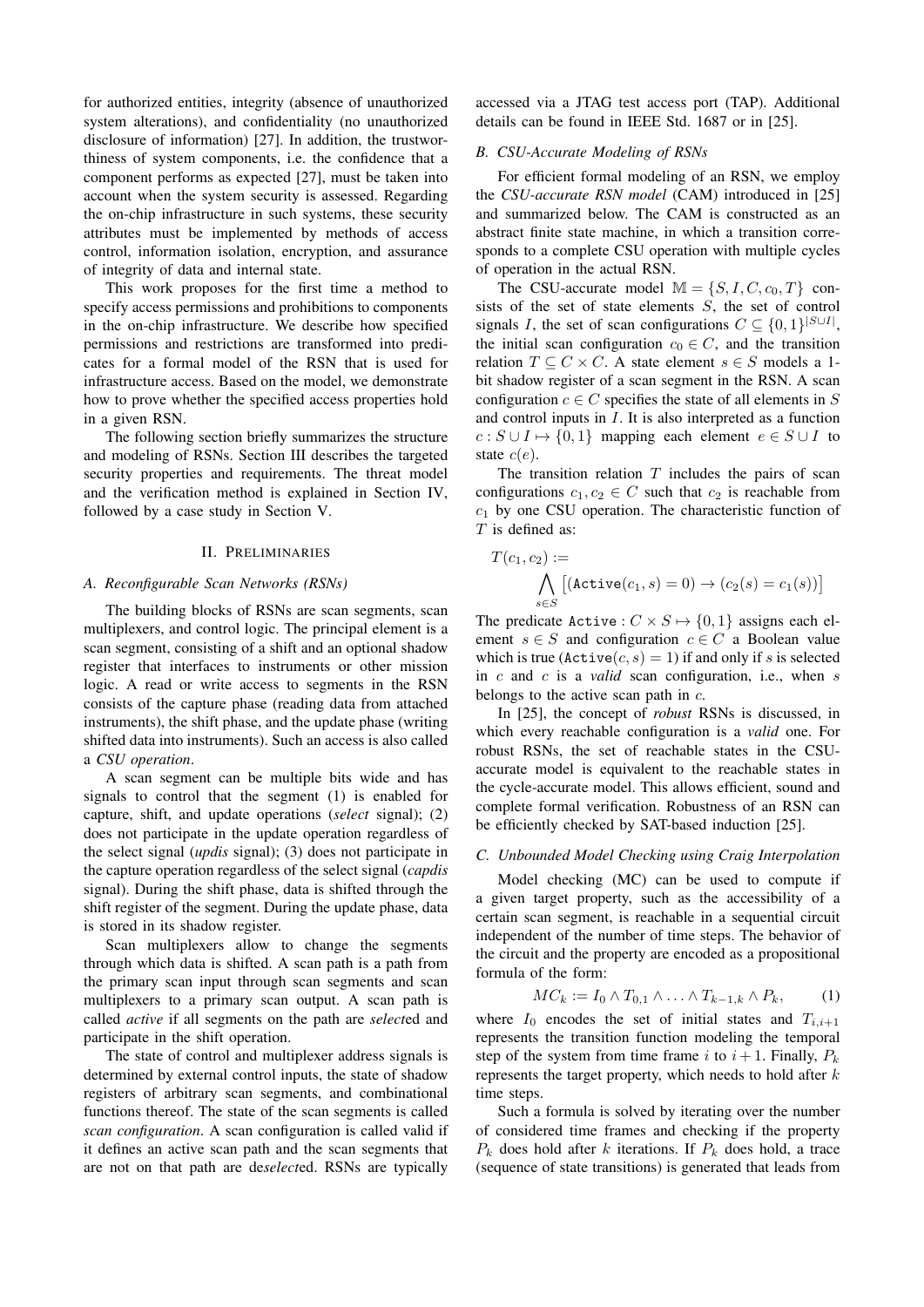for authorized entities, integrity (absence of unauthorized system alterations), and confidentiality (no unauthorized disclosure of information) [27]. In addition, the trustworthiness of system components, i.e. the confidence that a component performs as expected [27], must be taken into account when the system security is assessed. Regarding the on-chip infrastructure in such systems, these security attributes must be implemented by methods of access control, information isolation, encryption, and assurance of integrity of data and internal state.

This work proposes for the first time a method to specify access permissions and prohibitions to components in the on-chip infrastructure. We describe how specified permissions and restrictions are transformed into predicates for a formal model of the RSN that is used for infrastructure access. Based on the model, we demonstrate how to prove whether the specified access properties hold in a given RSN.

The following section briefly summarizes the structure and modeling of RSNs. Section III describes the targeted security properties and requirements. The threat model and the verification method is explained in Section IV, followed by a case study in Section V.

## II. Preliminaries

### A. Reconfigurable Scan Networks (RSNs)

The building blocks of RSNs are scan segments, scan multiplexers, and control logic. The principal element is a scan segment, consisting of a shift and an optional shadow register that interfaces to instruments or other mission logic. A read or write access to segments in the RSN consists of the capture phase (reading data from attached instruments), the shift phase, and the update phase (writing shifted data into instruments). Such an access is also called a *CSU operation*.

A scan segment can be multiple bits wide and has signals to control that the segment (1) is enabled for capture, shift, and update operations (*select* signal); (2) does not participate in the update operation regardless of the select signal (*updis* signal); (3) does not participate in the capture operation regardless of the select signal (*capdis* signal). During the shift phase, data is shifted through the shift register of the segment. During the update phase, data is stored in its shadow register.

Scan multiplexers allow to change the segments through which data is shifted. A scan path is a path from the primary scan input through scan segments and scan multiplexers to a primary scan output. A scan path is called *active* if all segments on the path are *select*ed and participate in the shift operation.

The state of control and multiplexer address signals is determined by external control inputs, the state of shadow registers of arbitrary scan segments, and combinational functions thereof. The state of the scan segments is called *scan configuration*. A scan configuration is called valid if it defines an active scan path and the scan segments that are not on that path are de*select*ed. RSNs are typically accessed via a JTAG test access port (TAP). Additional details can be found in IEEE Std. 1687 or in [25].

### B. CSU-Accurate Modeling of RSNs

For efficient formal modeling of an RSN, we employ the *CSU-accurate RSN model* (CAM) introduced in [25] and summarized below. The CAM is constructed as an abstract finite state machine, in which a transition corresponds to a complete CSU operation with multiple cycles of operation in the actual RSN.

The CSU-accurate model $\mathbb{M} = \{S, I, C, c_0, T\}$ consists of the set of state elements $S$, the set of control signals $I$, the set of scan configurations $C \subseteq \{0,1\}^{|S \cup I|}$, the initial scan configuration $c_0 \in C$, and the transition relation $T \subseteq C \times C$. A state element $s \in S$ models a 1-bit shadow register of a scan segment in the RSN. A scan configuration $c \in C$ specifies the state of all elements in $S$ and control inputs in $I$. It is also interpreted as a function $c : S \cup I \mapsto \{0,1\}$ mapping each element $e \in S \cup I$ to state $c(e)$.

The transition relation $T$ includes the pairs of scan configurations $c_1, c_2 \in C$ such that $c_2$ is reachable from $c_1$ by one CSU operation. The characteristic function of $T$ is defined as:

$$T(c_1, c_2) := \bigwedge_{s \in S} \left[ (\mathtt{Active}(c_1, s) = 0) \rightarrow (c_2(s) = c_1(s)) \right]$$

The predicate $\mathtt{Active} : C \times S \mapsto \{0,1\}$ assigns each element $s \in S$ and configuration $c \in C$ a Boolean value which is true ($\mathtt{Active}(c, s) = 1$) if and only if $s$ is selected in $c$ and $c$ is a *valid* scan configuration, i.e., when $s$ belongs to the active scan path in $c$.

In [25], the concept of *robust* RSNs is discussed, in which every reachable configuration is a *valid* one. For robust RSNs, the set of reachable states in the CSU-accurate model is equivalent to the reachable states in the cycle-accurate model. This allows efficient, sound and complete formal verification. Robustness of an RSN can be efficiently checked by SAT-based induction [25].

### C. Unbounded Model Checking using Craig Interpolation

Model checking (MC) can be used to compute if a given target property, such as the accessibility of a certain scan segment, is reachable in a sequential circuit independent of the number of time steps. The behavior of the circuit and the property are encoded as a propositional formula of the form:

$$MC_k := I_0 \wedge T_{0,1} \wedge \ldots \wedge T_{k-1,k} \wedge P_k, \qquad (1)$$

where $I_0$ encodes the set of initial states and $T_{i,i+1}$ represents the transition function modeling the temporal step of the system from time frame $i$ to $i+1$. Finally, $P_k$ represents the target property, which needs to hold after $k$ time steps.

Such a formula is solved by iterating over the number of considered time frames and checking if the property $P_k$ does hold after $k$ iterations. If $P_k$ does hold, a trace (sequence of state transitions) is generated that leads from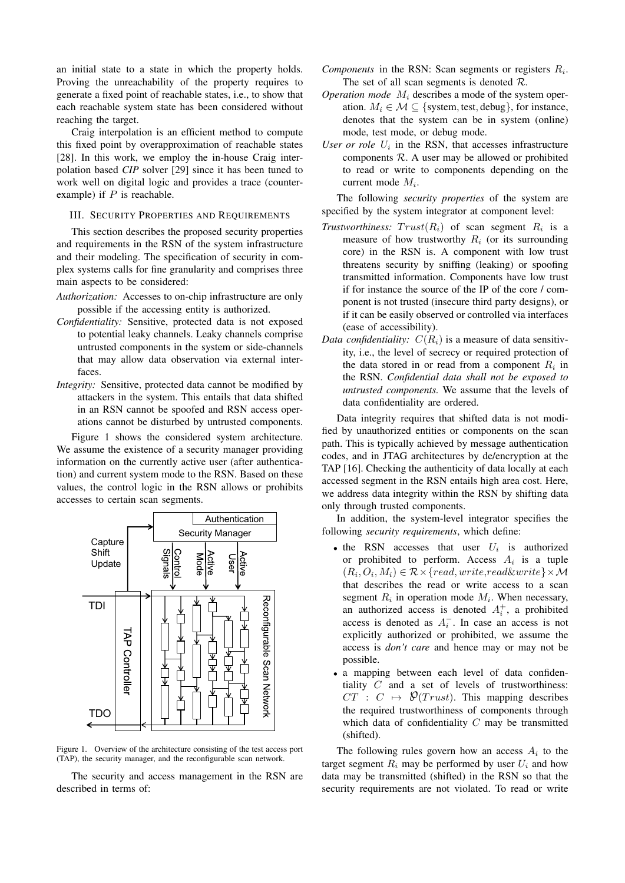an initial state to a state in which the property holds. Proving the unreachability of the property requires to generate a fixed point of reachable states, i.e., to show that each reachable system state has been considered without reaching the target.

Craig interpolation is an efficient method to compute this fixed point by overapproximation of reachable states [28]. In this work, we employ the in-house Craig interpolation based *CIP* solver [29] since it has been tuned to work well on digital logic and provides a trace (counterexample) if $P$ is reachable.

## III. Security Properties and Requirements

This section describes the proposed security properties and requirements in the RSN of the system infrastructure and their modeling. The specification of security in complex systems calls for fine granularity and comprises three main aspects to be considered:

*Authorization:* Accesses to on-chip infrastructure are only possible if the accessing entity is authorized.

*Confidentiality:* Sensitive, protected data is not exposed to potential leaky channels. Leaky channels comprise untrusted components in the system or side-channels that may allow data observation via external interfaces.

*Integrity:* Sensitive, protected data cannot be modified by attackers in the system. This entails that data shifted in an RSN cannot be spoofed and RSN access operations cannot be disturbed by untrusted components.

Figure 1 shows the considered system architecture. We assume the existence of a security manager providing information on the currently active user (after authentication) and current system mode to the RSN. Based on these values, the control logic in the RSN allows or prohibits accesses to certain scan segments.

Figure 1. Overview of the architecture consisting of the test access port (TAP), the security manager, and the reconfigurable scan network.

The security and access management in the RSN are described in terms of:

*Components* in the RSN: Scan segments or registers $R_i$. The set of all scan segments is denoted $\mathcal{R}$.

*Operation mode* $M_i$ describes a mode of the system operation. $M_i \in \mathcal{M} \subseteq \{\text{system}, \text{test}, \text{debug}\}$, for instance, denotes that the system can be in system (online) mode, test mode, or debug mode.

*User or role* $U_i$ in the RSN, that accesses infrastructure components $\mathcal{R}$. A user may be allowed or prohibited to read or write to components depending on the current mode $M_i$.

The following *security properties* of the system are specified by the system integrator at component level:

*Trustworthiness:* $Trust(R_i)$ of scan segment $R_i$ is a measure of how trustworthy $R_i$ (or its surrounding core) in the RSN is. A component with low trust threatens security by sniffing (leaking) or spoofing transmitted information. Components have low trust if for instance the source of the IP of the core / component is not trusted (insecure third party designs), or if it can be easily observed or controlled via interfaces (ease of accessibility).

*Data confidentiality:* $C(R_i)$ is a measure of data sensitivity, i.e., the level of secrecy or required protection of the data stored in or read from a component $R_i$ in the RSN. *Confidential data shall not be exposed to untrusted components.* We assume that the levels of data confidentiality are ordered.

Data integrity requires that shifted data is not modified by unauthorized entities or components on the scan path. This is typically achieved by message authentication codes, and in JTAG architectures by de/encryption at the TAP [16]. Checking the authenticity of data locally at each accessed segment in the RSN entails high area cost. Here, we address data integrity within the RSN by shifting data only through trusted components.

In addition, the system-level integrator specifies the following *security requirements*, which define:

- the RSN accesses that user $U_i$ is authorized or prohibited to perform. Access $A_i$ is a tuple $(R_i, O_i, M_i) \in \mathcal{R} \times \{read, write, read\&write\} \times \mathcal{M}$ that describes the read or write access to a scan segment $R_i$ in operation mode $M_i$. When necessary, an authorized access is denoted $A_i^+$, a prohibited access is denoted as $A_i^-$. In case an access is not explicitly authorized or prohibited, we assume the access is *don't care* and hence may or may not be possible.
- a mapping between each level of data confidentiality $C$ and a set of levels of trustworthiness: $CT : C \mapsto \wp(Trust)$. This mapping describes the required trustworthiness of components through which data of confidentiality $C$ may be transmitted (shifted).

The following rules govern how an access $A_i$ to the target segment $R_i$ may be performed by user $U_i$ and how data may be transmitted (shifted) in the RSN so that the security requirements are not violated. To read or write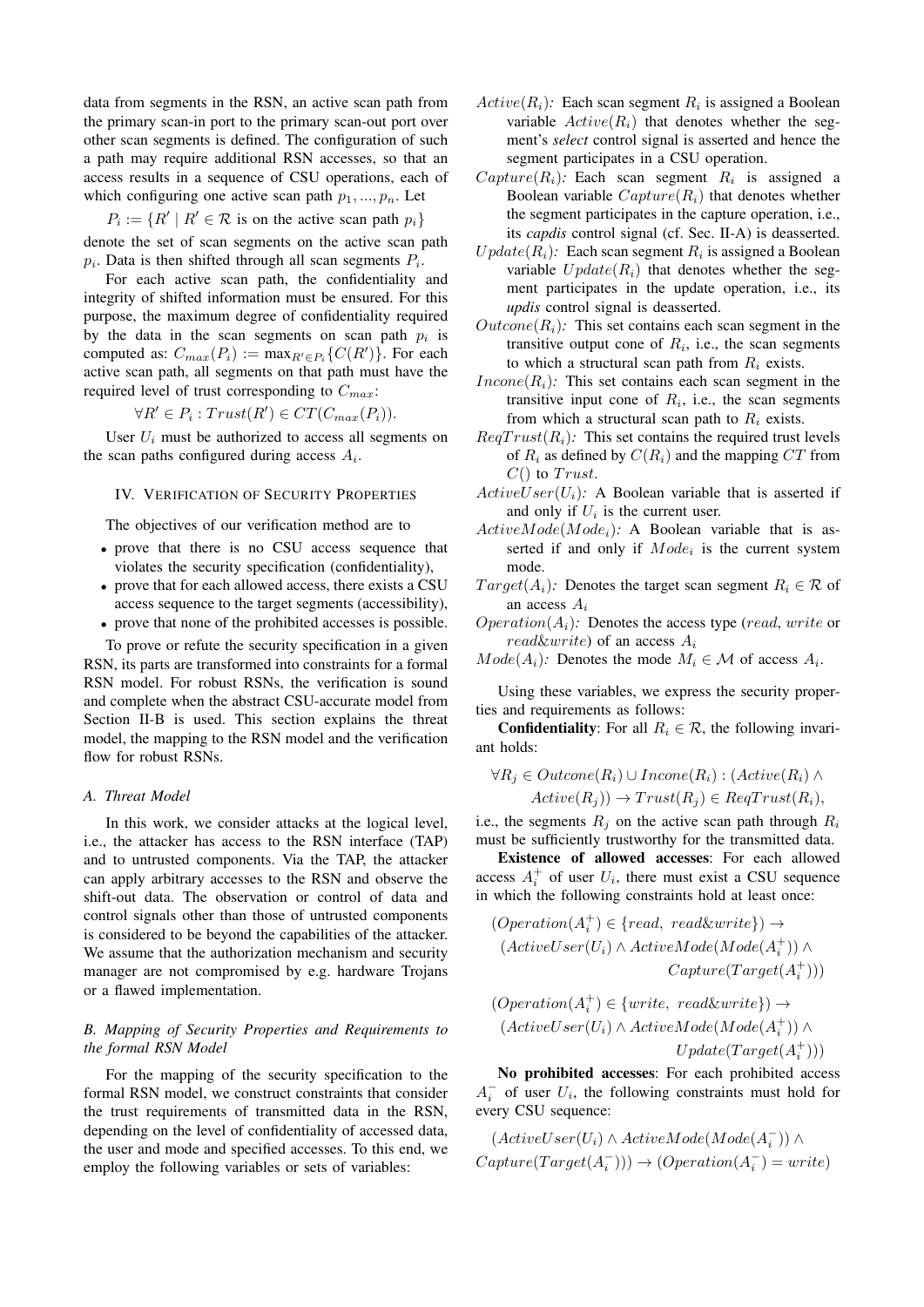data from segments in the RSN, an active scan path from the primary scan-in port to the primary scan-out port over other scan segments is defined. The configuration of such a path may require additional RSN accesses, so that an access results in a sequence of CSU operations, each of which configuring one active scan path $p_1, ..., p_n$. Let

$$P_i := \{R' \mid R' \in \mathcal{R} \text{ is on the active scan path } p_i\}$$

denote the set of scan segments on the active scan path $p_i$. Data is then shifted through all scan segments $P_i$.

For each active scan path, the confidentiality and integrity of shifted information must be ensured. For this purpose, the maximum degree of confidentiality required by the data in the scan segments on scan path $p_i$ is computed as: $C_{max}(P_i) := \max_{R' \in P_i}\{C(R')\}$. For each active scan path, all segments on that path must have the required level of trust corresponding to $C_{max}$:

$$\forall R' \in P_i : Trust(R') \in CT(C_{max}(P_i)).$$

User $U_i$ must be authorized to access all segments on the scan paths configured during access $A_i$.

## IV. Verification of Security Properties

The objectives of our verification method are to

- prove that there is no CSU access sequence that violates the security specification (confidentiality),
- prove that for each allowed access, there exists a CSU access sequence to the target segments (accessibility),
- prove that none of the prohibited accesses is possible.

To prove or refute the security specification in a given RSN, its parts are transformed into constraints for a formal RSN model. For robust RSNs, the verification is sound and complete when the abstract CSU-accurate model from Section II-B is used. This section explains the threat model, the mapping to the RSN model and the verification flow for robust RSNs.

### A. Threat Model

In this work, we consider attacks at the logical level, i.e., the attacker has access to the RSN interface (TAP) and to untrusted components. Via the TAP, the attacker can apply arbitrary accesses to the RSN and observe the shift-out data. The observation or control of data and control signals other than those of untrusted components is considered to be beyond the capabilities of the attacker. We assume that the authorization mechanism and security manager are not compromised by e.g. hardware Trojans or a flawed implementation.

### B. Mapping of Security Properties and Requirements to the formal RSN Model

For the mapping of the security specification to the formal RSN model, we construct constraints that consider the trust requirements of transmitted data in the RSN, depending on the level of confidentiality of accessed data, the user and mode and specified accesses. To this end, we employ the following variables or sets of variables:

$Active(R_i)$*:* Each scan segment $R_i$ is assigned a Boolean variable $Active(R_i)$ that denotes whether the segment's *select* control signal is asserted and hence the segment participates in a CSU operation.

$Capture(R_i)$*:* Each scan segment $R_i$ is assigned a Boolean variable $Capture(R_i)$ that denotes whether the segment participates in the capture operation, i.e., its *capdis* control signal (cf. Sec. II-A) is deasserted.

$Update(R_i)$*:* Each scan segment $R_i$ is assigned a Boolean variable $Update(R_i)$ that denotes whether the segment participates in the update operation, i.e., its *updis* control signal is deasserted.

$Outcone(R_i)$*:* This set contains each scan segment in the transitive output cone of $R_i$, i.e., the scan segments to which a structural scan path from $R_i$ exists.

$Incone(R_i)$*:* This set contains each scan segment in the transitive input cone of $R_i$, i.e., the scan segments from which a structural scan path to $R_i$ exists.

$ReqTrust(R_i)$*:* This set contains the required trust levels of $R_i$ as defined by $C(R_i)$ and the mapping $CT$ from $C()$ to $Trust$.

$ActiveUser(U_i)$*:* A Boolean variable that is asserted if and only if $U_i$ is the current user.

$ActiveMode(Mode_i)$*:* A Boolean variable that is asserted if and only if $Mode_i$ is the current system mode.

$Target(A_i)$*:* Denotes the target scan segment $R_i \in \mathcal{R}$ of an access $A_i$

$Operation(A_i)$*:* Denotes the access type ($read$, $write$ or $read\&write$) of an access $A_i$

$Mode(A_i)$*:* Denotes the mode $M_i \in \mathcal{M}$ of access $A_i$.

Using these variables, we express the security properties and requirements as follows:

**Confidentiality**: For all $R_i \in \mathcal{R}$, the following invariant holds:

$$\forall R_j \in Outcone(R_i) \cup Incone(R_i) : (Active(R_i) \land Active(R_j)) \rightarrow Trust(R_j) \in ReqTrust(R_i),$$

i.e., the segments $R_j$ on the active scan path through $R_i$ must be sufficiently trustworthy for the transmitted data.

**Existence of allowed accesses**: For each allowed access $A_i^+$ of user $U_i$, there must exist a CSU sequence in which the following constraints hold at least once:

$$(Operation(A_i^+) \in \{read,\ read\&write\}) \rightarrow (ActiveUser(U_i) \land ActiveMode(Mode(A_i^+)) \land Capture(Target(A_i^+)))$$

$$(Operation(A_i^+) \in \{write,\ read\&write\}) \rightarrow (ActiveUser(U_i) \land ActiveMode(Mode(A_i^+)) \land Update(Target(A_i^+)))$$

**No prohibited accesses**: For each prohibited access $A_i^-$ of user $U_i$, the following constraints must hold for every CSU sequence:

$$(ActiveUser(U_i) \land ActiveMode(Mode(A_i^-)) \land Capture(Target(A_i^-))) \rightarrow (Operation(A_i^-) = write)$$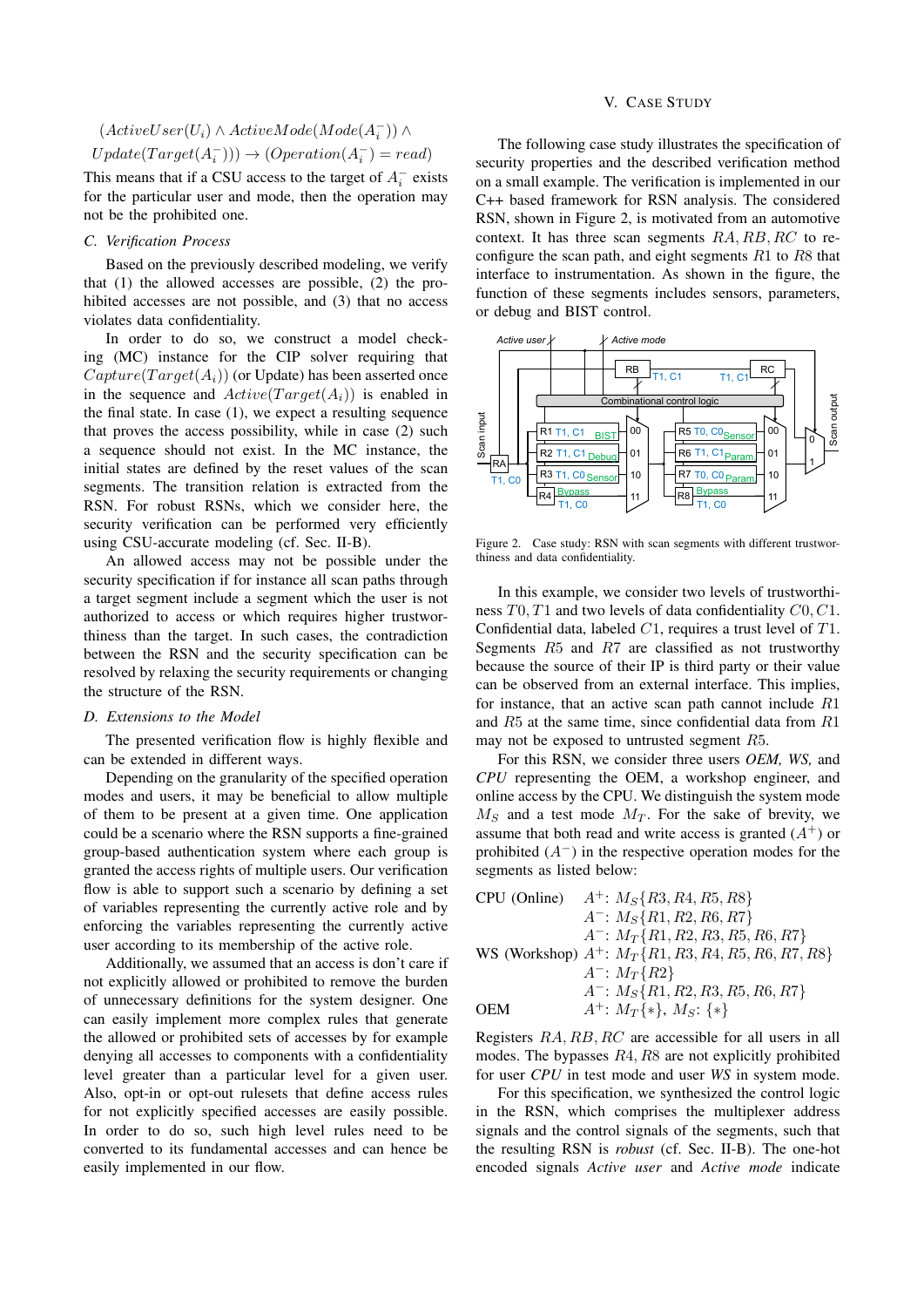$$(ActiveUser(U_i) \wedge ActiveMode(Mode(A_i^-)) \wedge$$
$$Update(Target(A_i^-))) \rightarrow (Operation(A_i^-) = read)$$

This means that if a CSU access to the target of $A_i^-$ exists for the particular user and mode, then the operation may not be the prohibited one.

### C. Verification Process

Based on the previously described modeling, we verify that (1) the allowed accesses are possible, (2) the prohibited accesses are not possible, and (3) that no access violates data confidentiality.

In order to do so, we construct a model checking (MC) instance for the CIP solver requiring that $Capture(Target(A_i))$ (or Update) has been asserted once in the sequence and $Active(Target(A_i))$ is enabled in the final state. In case (1), we expect a resulting sequence that proves the access possibility, while in case (2) such a sequence should not exist. In the MC instance, the initial states are defined by the reset values of the scan segments. The transition relation is extracted from the RSN. For robust RSNs, which we consider here, the security verification can be performed very efficiently using CSU-accurate modeling (cf. Sec. II-B).

An allowed access may not be possible under the security specification if for instance all scan paths through a target segment include a segment which the user is not authorized to access or which requires higher trustworthiness than the target. In such cases, the contradiction between the RSN and the security specification can be resolved by relaxing the security requirements or changing the structure of the RSN.

### D. Extensions to the Model

The presented verification flow is highly flexible and can be extended in different ways.

Depending on the granularity of the specified operation modes and users, it may be beneficial to allow multiple of them to be present at a given time. One application could be a scenario where the RSN supports a fine-grained group-based authentication system where each group is granted the access rights of multiple users. Our verification flow is able to support such a scenario by defining a set of variables representing the currently active role and by enforcing the variables representing the currently active user according to its membership of the active role.

Additionally, we assumed that an access is don't care if not explicitly allowed or prohibited to remove the burden of unnecessary definitions for the system designer. One can easily implement more complex rules that generate the allowed or prohibited sets of accesses by for example denying all accesses to components with a confidentiality level greater than a particular level for a given user. Also, opt-in or opt-out rulesets that define access rules for not explicitly specified accesses are easily possible. In order to do so, such high level rules need to be converted to its fundamental accesses and can hence be easily implemented in our flow.

## V. Case Study

The following case study illustrates the specification of security properties and the described verification method on a small example. The verification is implemented in our C++ based framework for RSN analysis. The considered RSN, shown in Figure 2, is motivated from an automotive context. It has three scan segments $RA, RB, RC$ to reconfigure the scan path, and eight segments $R1$ to $R8$ that interface to instrumentation. As shown in the figure, the function of these segments includes sensors, parameters, or debug and BIST control.

Active user
Active mode
RB T1, C1
T1, C1 RC
Combinational control logic
Scan input
RA T1, C0
R1 T1, C1 BIST
R2 T1, C1 Debug
R3 T1, C0 Sensor
R4 Bypass T1, C0
00 01 10 11
R5 T0, C0 Sensor
R6 T1, C1 Param
R7 T0, C0 Param
R8 Bypass T1, C0
00 01 10 11
0 1
Scan output

Figure 2. Case study: RSN with scan segments with different trustworthiness and data confidentiality.

In this example, we consider two levels of trustworthiness $T0, T1$ and two levels of data confidentiality $C0, C1$. Confidential data, labeled $C1$, requires a trust level of $T1$. Segments $R5$ and $R7$ are classified as not trustworthy because the source of their IP is third party or their value can be observed from an external interface. This implies, for instance, that an active scan path cannot include $R1$ and $R5$ at the same time, since confidential data from $R1$ may not be exposed to untrusted segment $R5$.

For this RSN, we consider three users *OEM, WS,* and *CPU* representing the OEM, a workshop engineer, and online access by the CPU. We distinguish the system mode $M_S$ and a test mode $M_T$. For the sake of brevity, we assume that both read and write access is granted ($A^+$) or prohibited ($A^-$) in the respective operation modes for the segments as listed below:

| | |
|---|---|
| CPU (Online) | $A^+$: $M_S\{R3, R4, R5, R8\}$ |
| | $A^-$: $M_S\{R1, R2, R6, R7\}$ |
| | $A^-$: $M_T\{R1, R2, R3, R5, R6, R7\}$ |
| WS (Workshop) | $A^+$: $M_T\{R1, R3, R4, R5, R6, R7, R8\}$ |
| | $A^-$: $M_T\{R2\}$ |
| | $A^-$: $M_S\{R1, R2, R3, R5, R6, R7\}$ |
| OEM | $A^+$: $M_T\{*\}$, $M_S$: $\{*\}$ |

Registers $RA, RB, RC$ are accessible for all users in all modes. The bypasses $R4, R8$ are not explicitly prohibited for user *CPU* in test mode and user *WS* in system mode.

For this specification, we synthesized the control logic in the RSN, which comprises the multiplexer address signals and the control signals of the segments, such that the resulting RSN is *robust* (cf. Sec. II-B). The one-hot encoded signals *Active user* and *Active mode* indicate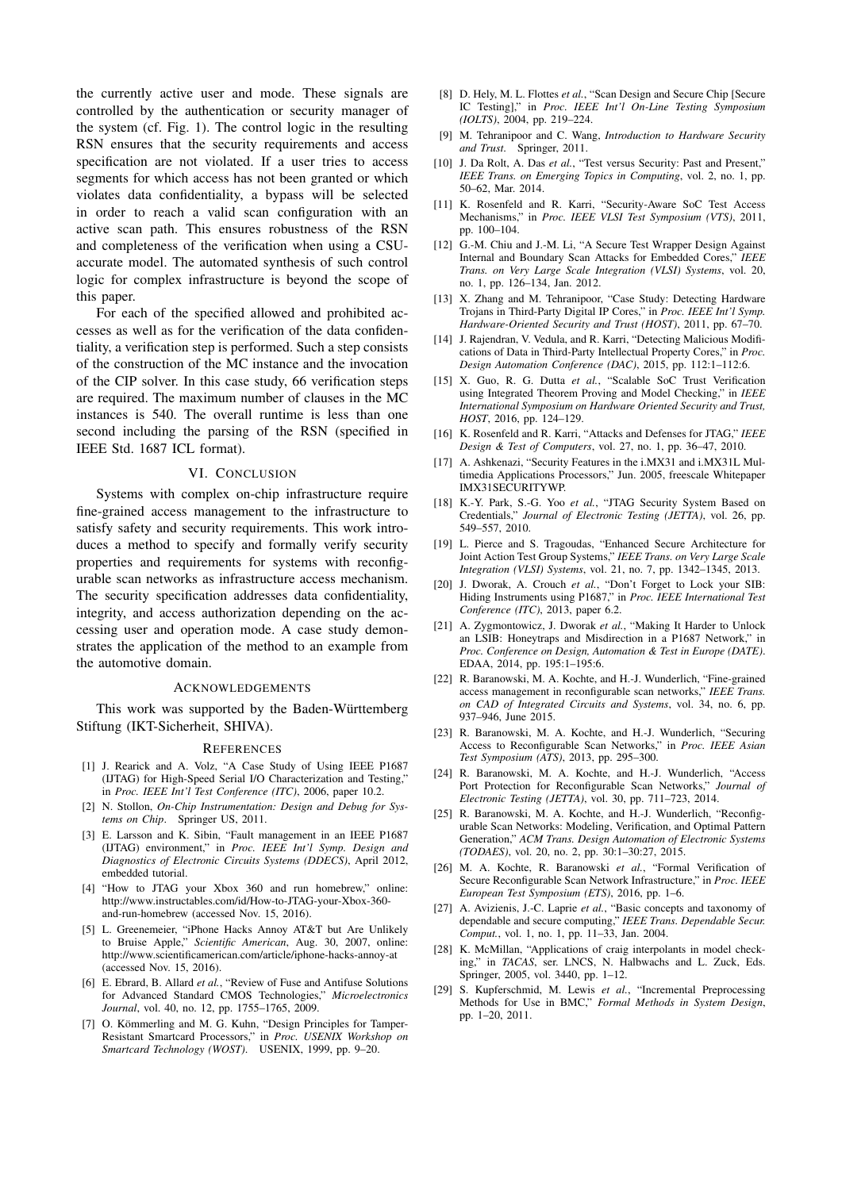the currently active user and mode. These signals are controlled by the authentication or security manager of the system (cf. Fig. 1). The control logic in the resulting RSN ensures that the security requirements and access specification are not violated. If a user tries to access segments for which access has not been granted or which violates data confidentiality, a bypass will be selected in order to reach a valid scan configuration with an active scan path. This ensures robustness of the RSN and completeness of the verification when using a CSU-accurate model. The automated synthesis of such control logic for complex infrastructure is beyond the scope of this paper.

For each of the specified allowed and prohibited accesses as well as for the verification of the data confidentiality, a verification step is performed. Such a step consists of the construction of the MC instance and the invocation of the CIP solver. In this case study, 66 verification steps are required. The maximum number of clauses in the MC instances is 540. The overall runtime is less than one second including the parsing of the RSN (specified in IEEE Std. 1687 ICL format).

## VI. Conclusion

Systems with complex on-chip infrastructure require fine-grained access management to the infrastructure to satisfy safety and security requirements. This work introduces a method to specify and formally verify security properties and requirements for systems with reconfigurable scan networks as infrastructure access mechanism. The security specification addresses data confidentiality, integrity, and access authorization depending on the accessing user and operation mode. A case study demonstrates the application of the method to an example from the automotive domain.

## Acknowledgements

This work was supported by the Baden-Württemberg Stiftung (IKT-Sicherheit, SHIVA).

## References

[1] J. Rearick and A. Volz, "A Case Study of Using IEEE P1687 (IJTAG) for High-Speed Serial I/O Characterization and Testing," in *Proc. IEEE Int'l Test Conference (ITC)*, 2006, paper 10.2.

[2] N. Stollon, *On-Chip Instrumentation: Design and Debug for Systems on Chip*. Springer US, 2011.

[3] E. Larsson and K. Sibin, "Fault management in an IEEE P1687 (IJTAG) environment," in *Proc. IEEE Int'l Symp. Design and Diagnostics of Electronic Circuits Systems (DDECS)*, April 2012, embedded tutorial.

[4] "How to JTAG your Xbox 360 and run homebrew," online: http://www.instructables.com/id/How-to-JTAG-your-Xbox-360-and-run-homebrew (accessed Nov. 15, 2016).

[5] L. Greenemeier, "iPhone Hacks Annoy AT&T but Are Unlikely to Bruise Apple," *Scientific American*, Aug. 30, 2007, online: http://www.scientificamerican.com/article/iphone-hacks-annoy-at (accessed Nov. 15, 2016).

[6] E. Ebrard, B. Allard *et al.*, "Review of Fuse and Antifuse Solutions for Advanced Standard CMOS Technologies," *Microelectronics Journal*, vol. 40, no. 12, pp. 1755–1765, 2009.

[7] O. Kömmerling and M. G. Kuhn, "Design Principles for Tamper-Resistant Smartcard Processors," in *Proc. USENIX Workshop on Smartcard Technology (WOST)*. USENIX, 1999, pp. 9–20.

[8] D. Hely, M. L. Flottes *et al.*, "Scan Design and Secure Chip [Secure IC Testing]," in *Proc. IEEE Int'l On-Line Testing Symposium (IOLTS)*, 2004, pp. 219–224.

[9] M. Tehranipoor and C. Wang, *Introduction to Hardware Security and Trust*. Springer, 2011.

[10] J. Da Rolt, A. Das *et al.*, "Test versus Security: Past and Present," *IEEE Trans. on Emerging Topics in Computing*, vol. 2, no. 1, pp. 50–62, Mar. 2014.

[11] K. Rosenfeld and R. Karri, "Security-Aware SoC Test Access Mechanisms," in *Proc. IEEE VLSI Test Symposium (VTS)*, 2011, pp. 100–104.

[12] G.-M. Chiu and J.-M. Li, "A Secure Test Wrapper Design Against Internal and Boundary Scan Attacks for Embedded Cores," *IEEE Trans. on Very Large Scale Integration (VLSI) Systems*, vol. 20, no. 1, pp. 126–134, Jan. 2012.

[13] X. Zhang and M. Tehranipoor, "Case Study: Detecting Hardware Trojans in Third-Party Digital IP Cores," in *Proc. IEEE Int'l Symp. Hardware-Oriented Security and Trust (HOST)*, 2011, pp. 67–70.

[14] J. Rajendran, V. Vedula, and R. Karri, "Detecting Malicious Modifications of Data in Third-Party Intellectual Property Cores," in *Proc. Design Automation Conference (DAC)*, 2015, pp. 112:1–112:6.

[15] X. Guo, R. G. Dutta *et al.*, "Scalable SoC Trust Verification using Integrated Theorem Proving and Model Checking," in *IEEE International Symposium on Hardware Oriented Security and Trust, HOST*, 2016, pp. 124–129.

[16] K. Rosenfeld and R. Karri, "Attacks and Defenses for JTAG," *IEEE Design & Test of Computers*, vol. 27, no. 1, pp. 36–47, 2010.

[17] A. Ashkenazi, "Security Features in the i.MX31 and i.MX31L Multimedia Applications Processors," Jun. 2005, freescale Whitepaper IMX31SECURITYWP.

[18] K.-Y. Park, S.-G. Yoo *et al.*, "JTAG Security System Based on Credentials," *Journal of Electronic Testing (JETTA)*, vol. 26, pp. 549–557, 2010.

[19] L. Pierce and S. Tragoudas, "Enhanced Secure Architecture for Joint Action Test Group Systems," *IEEE Trans. on Very Large Scale Integration (VLSI) Systems*, vol. 21, no. 7, pp. 1342–1345, 2013.

[20] J. Dworak, A. Crouch *et al.*, "Don't Forget to Lock your SIB: Hiding Instruments using P1687," in *Proc. IEEE International Test Conference (ITC)*, 2013, paper 6.2.

[21] A. Zygmontowicz, J. Dworak *et al.*, "Making It Harder to Unlock an LSIB: Honeytraps and Misdirection in a P1687 Network," in *Proc. Conference on Design, Automation & Test in Europe (DATE)*. EDAA, 2014, pp. 195:1–195:6.

[22] R. Baranowski, M. A. Kochte, and H.-J. Wunderlich, "Fine-grained access management in reconfigurable scan networks," *IEEE Trans. on CAD of Integrated Circuits and Systems*, vol. 34, no. 6, pp. 937–946, June 2015.

[23] R. Baranowski, M. A. Kochte, and H.-J. Wunderlich, "Securing Access to Reconfigurable Scan Networks," in *Proc. IEEE Asian Test Symposium (ATS)*, 2013, pp. 295–300.

[24] R. Baranowski, M. A. Kochte, and H.-J. Wunderlich, "Access Port Protection for Reconfigurable Scan Networks," *Journal of Electronic Testing (JETTA)*, vol. 30, pp. 711–723, 2014.

[25] R. Baranowski, M. A. Kochte, and H.-J. Wunderlich, "Reconfigurable Scan Networks: Modeling, Verification, and Optimal Pattern Generation," *ACM Trans. Design Automation of Electronic Systems (TODAES)*, vol. 20, no. 2, pp. 30:1–30:27, 2015.

[26] M. A. Kochte, R. Baranowski *et al.*, "Formal Verification of Secure Reconfigurable Scan Network Infrastructure," in *Proc. IEEE European Test Symposium (ETS)*, 2016, pp. 1–6.

[27] A. Avizienis, J.-C. Laprie *et al.*, "Basic concepts and taxonomy of dependable and secure computing," *IEEE Trans. Dependable Secur. Comput.*, vol. 1, no. 1, pp. 11–33, Jan. 2004.

[28] K. McMillan, "Applications of craig interpolants in model checking," in *TACAS*, ser. LNCS, N. Halbwachs and L. Zuck, Eds. Springer, 2005, vol. 3440, pp. 1–12.

[29] S. Kupferschmid, M. Lewis *et al.*, "Incremental Preprocessing Methods for Use in BMC," *Formal Methods in System Design*, pp. 1–20, 2011.